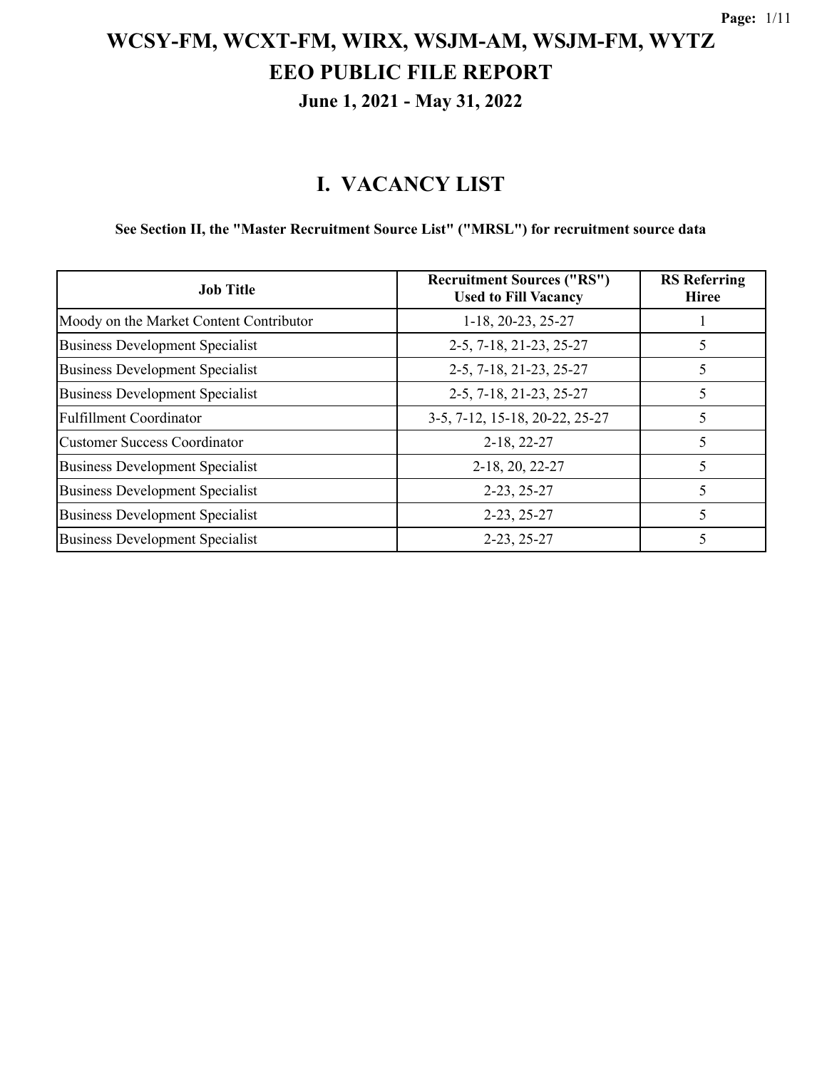# WCSY-FM, WCXT-FM, WIRX, WSJM-AM, WSJM-FM, WYTZ
# EEO PUBLIC FILE REPORT
### June 1, 2021 - May 31, 2022

## I. VACANCY LIST

**See Section II, the "Master Recruitment Source List" ("MRSL") for recruitment source data**

| Job Title | Recruitment Sources ("RS") Used to Fill Vacancy | RS Referring Hiree |
|---|---|---|
| Moody on the Market Content Contributor | 1-18, 20-23, 25-27 | 1 |
| Business Development Specialist | 2-5, 7-18, 21-23, 25-27 | 5 |
| Business Development Specialist | 2-5, 7-18, 21-23, 25-27 | 5 |
| Business Development Specialist | 2-5, 7-18, 21-23, 25-27 | 5 |
| Fulfillment Coordinator | 3-5, 7-12, 15-18, 20-22, 25-27 | 5 |
| Customer Success Coordinator | 2-18, 22-27 | 5 |
| Business Development Specialist | 2-18, 20, 22-27 | 5 |
| Business Development Specialist | 2-23, 25-27 | 5 |
| Business Development Specialist | 2-23, 25-27 | 5 |
| Business Development Specialist | 2-23, 25-27 | 5 |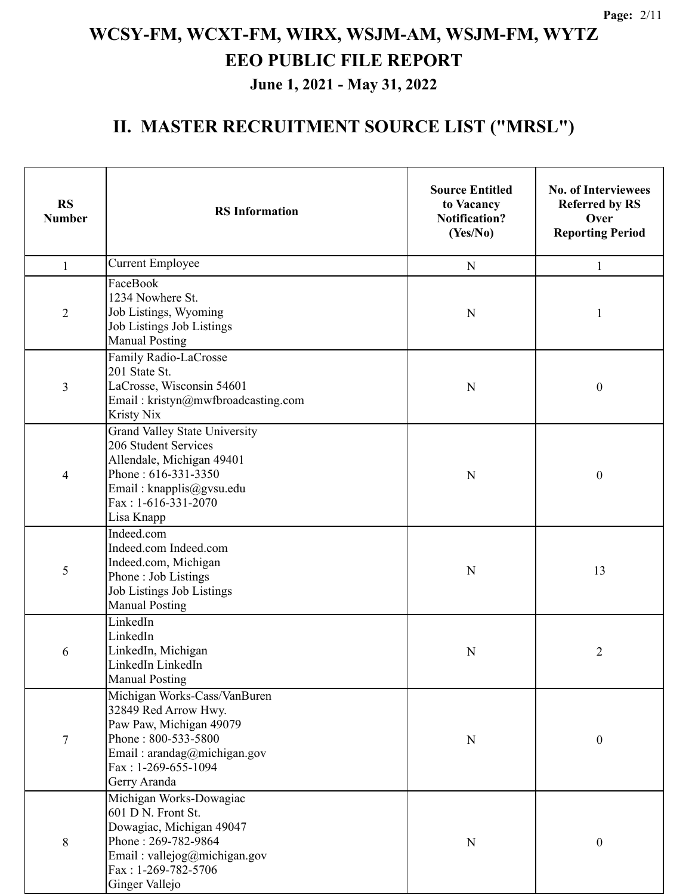# WCSY-FM, WCXT-FM, WIRX, WSJM-AM, WSJM-FM, WYTZ
## EEO PUBLIC FILE REPORT
### June 1, 2021 - May 31, 2022

## II. MASTER RECRUITMENT SOURCE LIST ("MRSL")

| RS Number | RS Information | Source Entitled to Vacancy Notification? (Yes/No) | No. of Interviewees Referred by RS Over Reporting Period |
|---|---|---|---|
| 1 | Current Employee | N | 1 |
| 2 | FaceBook<br>1234 Nowhere St.<br>Job Listings, Wyoming<br>Job Listings Job Listings<br>Manual Posting | N | 1 |
| 3 | Family Radio-LaCrosse<br>201 State St.<br>LaCrosse, Wisconsin 54601<br>Email : kristyn@mwfbroadcasting.com<br>Kristy Nix | N | 0 |
| 4 | Grand Valley State University<br>206 Student Services<br>Allendale, Michigan 49401<br>Phone : 616-331-3350<br>Email : knapplis@gvsu.edu<br>Fax : 1-616-331-2070<br>Lisa Knapp | N | 0 |
| 5 | Indeed.com<br>Indeed.com Indeed.com<br>Indeed.com, Michigan<br>Phone : Job Listings<br>Job Listings Job Listings<br>Manual Posting | N | 13 |
| 6 | LinkedIn<br>LinkedIn<br>LinkedIn, Michigan<br>LinkedIn LinkedIn<br>Manual Posting | N | 2 |
| 7 | Michigan Works-Cass/VanBuren<br>32849 Red Arrow Hwy.<br>Paw Paw, Michigan 49079<br>Phone : 800-533-5800<br>Email : arandag@michigan.gov<br>Fax : 1-269-655-1094<br>Gerry Aranda | N | 0 |
| 8 | Michigan Works-Dowagiac<br>601 D N. Front St.<br>Dowagiac, Michigan 49047<br>Phone : 269-782-9864<br>Email : vallejog@michigan.gov<br>Fax : 1-269-782-5706<br>Ginger Vallejo | N | 0 |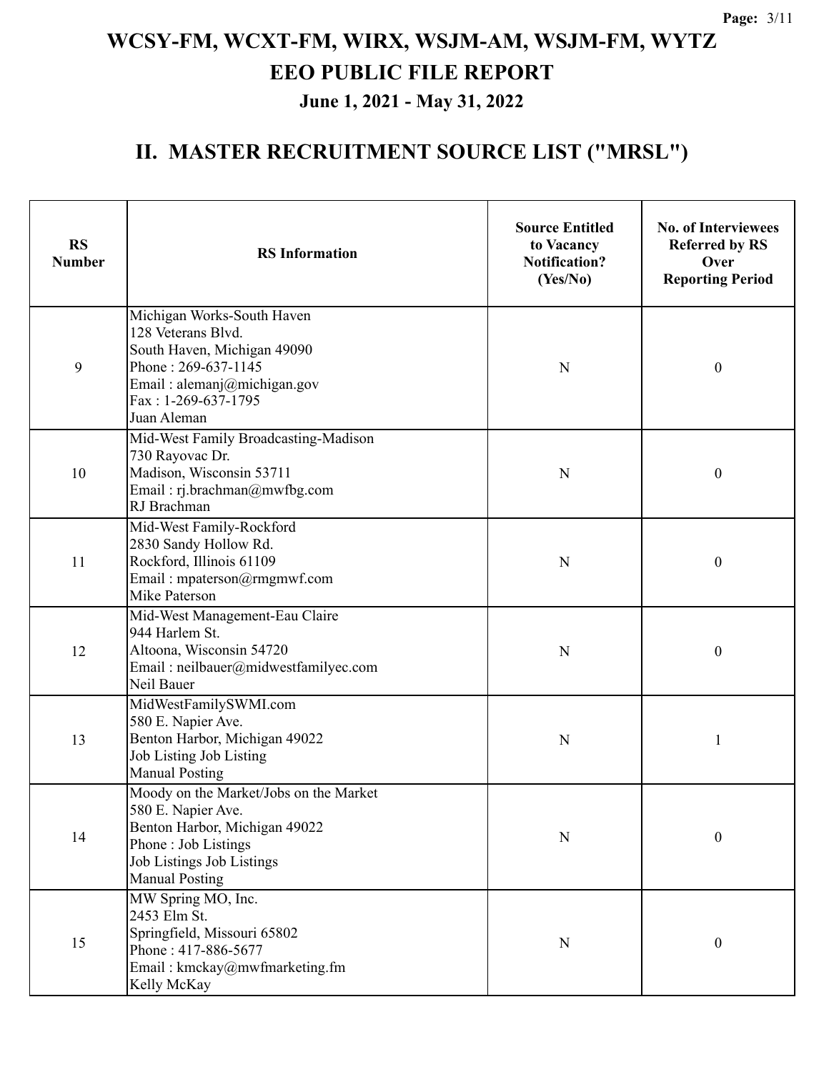# WCSY-FM, WCXT-FM, WIRX, WSJM-AM, WSJM-FM, WYTZ
# EEO PUBLIC FILE REPORT
### June 1, 2021 - May 31, 2022

## II. MASTER RECRUITMENT SOURCE LIST ("MRSL")

| RS Number | RS Information | Source Entitled to Vacancy Notification? (Yes/No) | No. of Interviewees Referred by RS Over Reporting Period |
|---|---|---|---|
| 9 | Michigan Works-South Haven<br>128 Veterans Blvd.<br>South Haven, Michigan 49090<br>Phone : 269-637-1145<br>Email : alemanj@michigan.gov<br>Fax : 1-269-637-1795<br>Juan Aleman | N | 0 |
| 10 | Mid-West Family Broadcasting-Madison<br>730 Rayovac Dr.<br>Madison, Wisconsin 53711<br>Email : rj.brachman@mwfbg.com<br>RJ Brachman | N | 0 |
| 11 | Mid-West Family-Rockford<br>2830 Sandy Hollow Rd.<br>Rockford, Illinois 61109<br>Email : mpaterson@rmgmwf.com<br>Mike Paterson | N | 0 |
| 12 | Mid-West Management-Eau Claire<br>944 Harlem St.<br>Altoona, Wisconsin 54720<br>Email : neilbauer@midwestfamilyec.com<br>Neil Bauer | N | 0 |
| 13 | MidWestFamilySWMI.com<br>580 E. Napier Ave.<br>Benton Harbor, Michigan 49022<br>Job Listing Job Listing<br>Manual Posting | N | 1 |
| 14 | Moody on the Market/Jobs on the Market<br>580 E. Napier Ave.<br>Benton Harbor, Michigan 49022<br>Phone : Job Listings<br>Job Listings Job Listings<br>Manual Posting | N | 0 |
| 15 | MW Spring MO, Inc.<br>2453 Elm St.<br>Springfield, Missouri 65802<br>Phone : 417-886-5677<br>Email : kmckay@mwfmarketing.fm<br>Kelly McKay | N | 0 |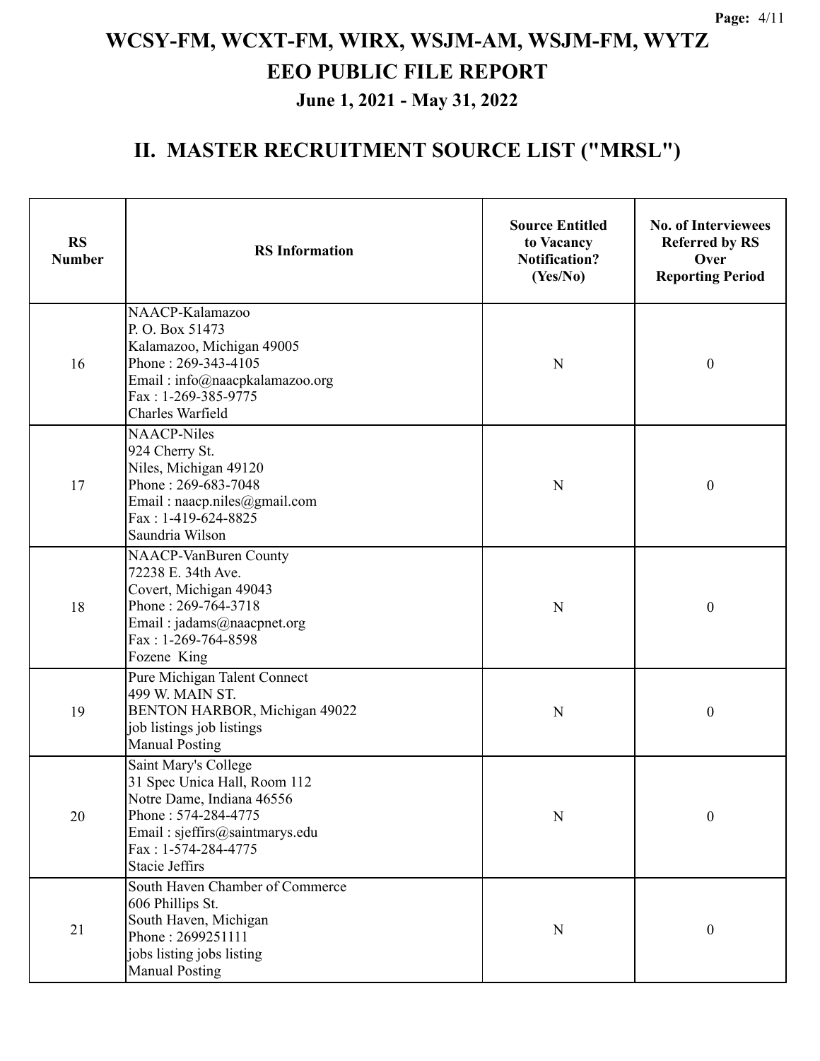# WCSY-FM, WCXT-FM, WIRX, WSJM-AM, WSJM-FM, WYTZ

## EEO PUBLIC FILE REPORT

### June 1, 2021 - May 31, 2022

## II. MASTER RECRUITMENT SOURCE LIST ("MRSL")

| RS Number | RS Information | Source Entitled to Vacancy Notification? (Yes/No) | No. of Interviewees Referred by RS Over Reporting Period |
|---|---|---|---|
| 16 | NAACP-Kalamazoo<br>P. O. Box 51473<br>Kalamazoo, Michigan 49005<br>Phone : 269-343-4105<br>Email : info@naacpkalamazoo.org<br>Fax : 1-269-385-9775<br>Charles Warfield | N | 0 |
| 17 | NAACP-Niles<br>924 Cherry St.<br>Niles, Michigan 49120<br>Phone : 269-683-7048<br>Email : naacp.niles@gmail.com<br>Fax : 1-419-624-8825<br>Saundria Wilson | N | 0 |
| 18 | NAACP-VanBuren County<br>72238 E. 34th Ave.<br>Covert, Michigan 49043<br>Phone : 269-764-3718<br>Email : jadams@naacpnet.org<br>Fax : 1-269-764-8598<br>Fozene King | N | 0 |
| 19 | Pure Michigan Talent Connect<br>499 W. MAIN ST.<br>BENTON HARBOR, Michigan 49022<br>job listings job listings<br>Manual Posting | N | 0 |
| 20 | Saint Mary's College<br>31 Spec Unica Hall, Room 112<br>Notre Dame, Indiana 46556<br>Phone : 574-284-4775<br>Email : sjeffirs@saintmarys.edu<br>Fax : 1-574-284-4775<br>Stacie Jeffirs | N | 0 |
| 21 | South Haven Chamber of Commerce<br>606 Phillips St.<br>South Haven, Michigan<br>Phone : 2699251111<br>jobs listing jobs listing<br>Manual Posting | N | 0 |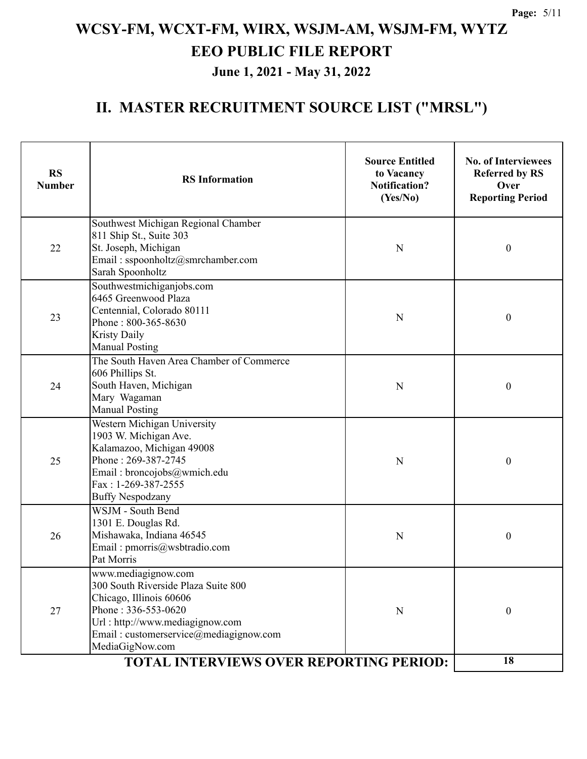# WCSY-FM, WCXT-FM, WIRX, WSJM-AM, WSJM-FM, WYTZ
# EEO PUBLIC FILE REPORT
## June 1, 2021 - May 31, 2022

## II. MASTER RECRUITMENT SOURCE LIST ("MRSL")

| RS Number | RS Information | Source Entitled to Vacancy Notification? (Yes/No) | No. of Interviewees Referred by RS Over Reporting Period |
|---|---|---|---|
| 22 | Southwest Michigan Regional Chamber<br>811 Ship St., Suite 303<br>St. Joseph, Michigan<br>Email : sspoonholtz@smrchamber.com<br>Sarah Spoonholtz | N | 0 |
| 23 | Southwestmichiganjobs.com<br>6465 Greenwood Plaza<br>Centennial, Colorado 80111<br>Phone : 800-365-8630<br>Kristy Daily<br>Manual Posting | N | 0 |
| 24 | The South Haven Area Chamber of Commerce<br>606 Phillips St.<br>South Haven, Michigan<br>Mary Wagaman<br>Manual Posting | N | 0 |
| 25 | Western Michigan University<br>1903 W. Michigan Ave.<br>Kalamazoo, Michigan 49008<br>Phone : 269-387-2745<br>Email : broncojobs@wmich.edu<br>Fax : 1-269-387-2555<br>Buffy Nespodzany | N | 0 |
| 26 | WSJM - South Bend<br>1301 E. Douglas Rd.<br>Mishawaka, Indiana 46545<br>Email : pmorris@wsbtradio.com<br>Pat Morris | N | 0 |
| 27 | www.mediagignow.com<br>300 South Riverside Plaza Suite 800<br>Chicago, Illinois 60606<br>Phone : 336-553-0620<br>Url : http://www.mediagignow.com<br>Email : customerservice@mediagignow.com<br>MediaGigNow.com | N | 0 |
| **TOTAL INTERVIEWS OVER REPORTING PERIOD:** | | | **18** |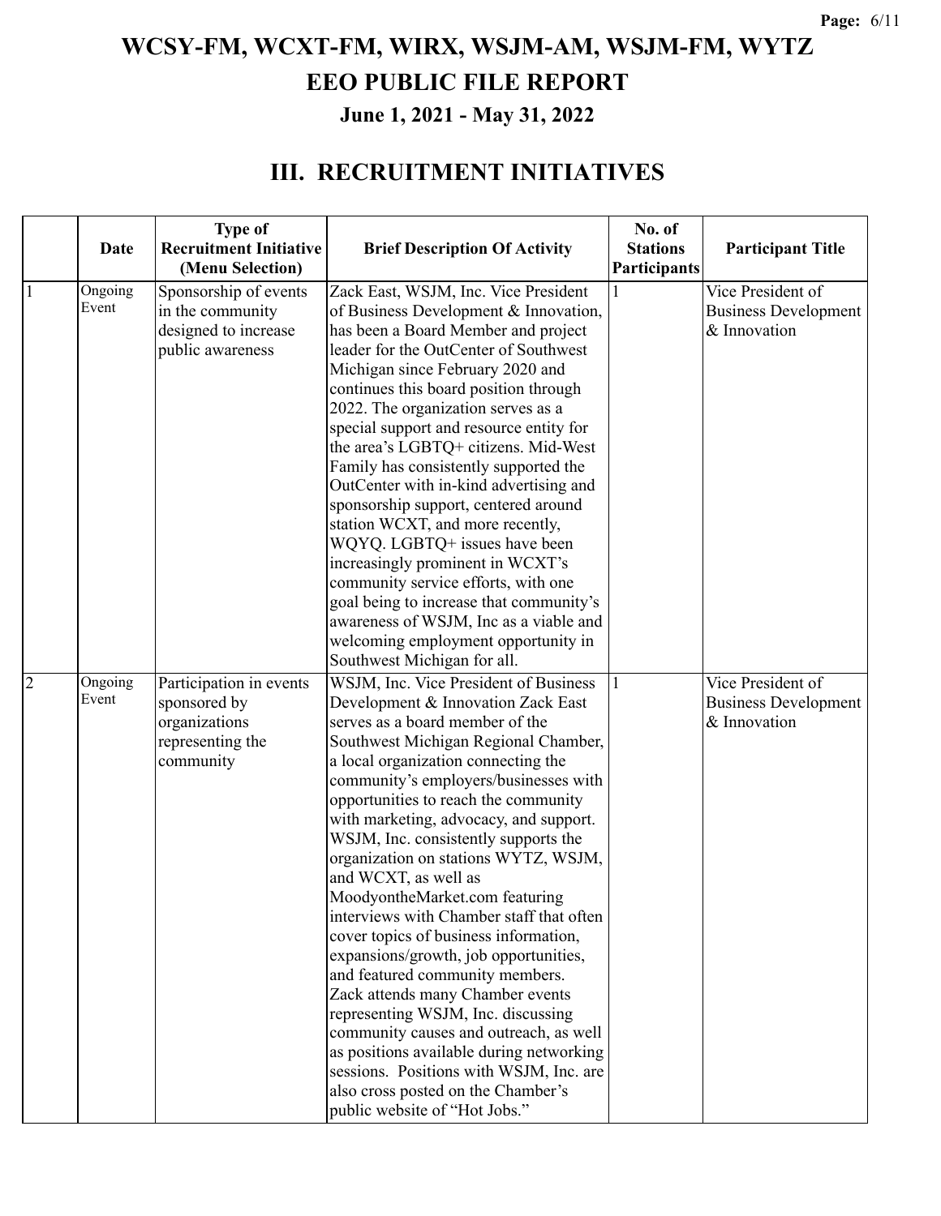# WCSY-FM, WCXT-FM, WIRX, WSJM-AM, WSJM-FM, WYTZ

## EEO PUBLIC FILE REPORT

### June 1, 2021 - May 31, 2022

## III. RECRUITMENT INITIATIVES

| | Date | Type of Recruitment Initiative (Menu Selection) | Brief Description Of Activity | No. of Stations Participants | Participant Title |
|---|---|---|---|---|---|
| 1 | Ongoing Event | Sponsorship of events in the community designed to increase public awareness | Zack East, WSJM, Inc. Vice President of Business Development & Innovation, has been a Board Member and project leader for the OutCenter of Southwest Michigan since February 2020 and continues this board position through 2022. The organization serves as a special support and resource entity for the area's LGBTQ+ citizens. Mid-West Family has consistently supported the OutCenter with in-kind advertising and sponsorship support, centered around station WCXT, and more recently, WQYQ. LGBTQ+ issues have been increasingly prominent in WCXT's community service efforts, with one goal being to increase that community's awareness of WSJM, Inc as a viable and welcoming employment opportunity in Southwest Michigan for all. | 1 | Vice President of Business Development & Innovation |
| 2 | Ongoing Event | Participation in events sponsored by organizations representing the community | WSJM, Inc. Vice President of Business Development & Innovation Zack East serves as a board member of the Southwest Michigan Regional Chamber, a local organization connecting the community's employers/businesses with opportunities to reach the community with marketing, advocacy, and support. WSJM, Inc. consistently supports the organization on stations WYTZ, WSJM, and WCXT, as well as MoodyontheMarket.com featuring interviews with Chamber staff that often cover topics of business information, expansions/growth, job opportunities, and featured community members. Zack attends many Chamber events representing WSJM, Inc. discussing community causes and outreach, as well as positions available during networking sessions. Positions with WSJM, Inc. are also cross posted on the Chamber's public website of "Hot Jobs." | 1 | Vice President of Business Development & Innovation |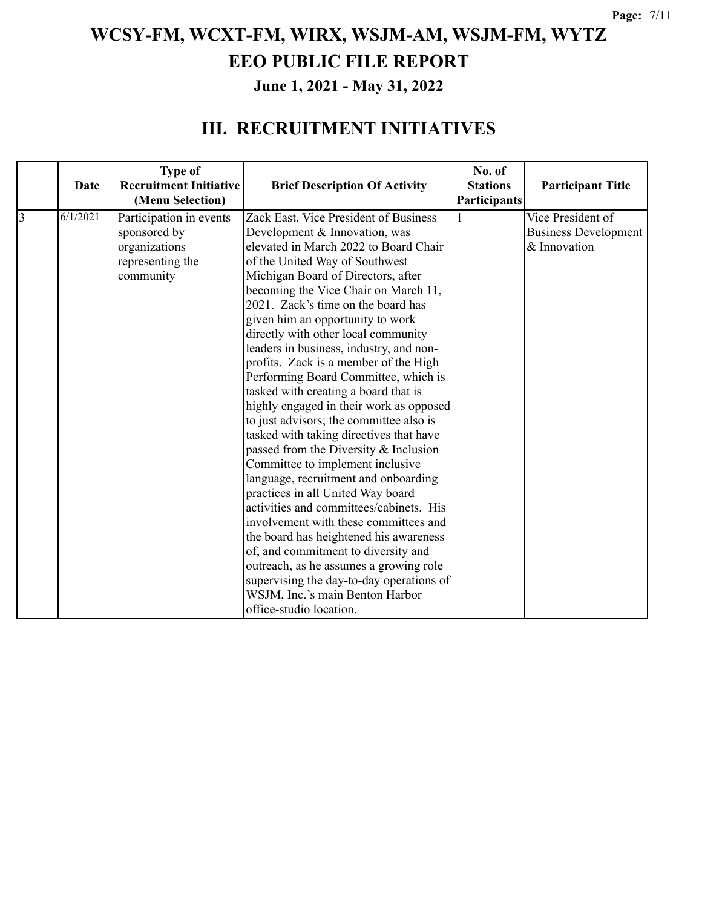# WCSY-FM, WCXT-FM, WIRX, WSJM-AM, WSJM-FM, WYTZ

# EEO PUBLIC FILE REPORT

## June 1, 2021 - May 31, 2022

## III. RECRUITMENT INITIATIVES

| | Date | Type of Recruitment Initiative (Menu Selection) | Brief Description Of Activity | No. of Stations Participants | Participant Title |
|---|---|---|---|---|---|
| 3 | 6/1/2021 | Participation in events sponsored by organizations representing the community | Zack East, Vice President of Business Development & Innovation, was elevated in March 2022 to Board Chair of the United Way of Southwest Michigan Board of Directors, after becoming the Vice Chair on March 11, 2021. Zack's time on the board has given him an opportunity to work directly with other local community leaders in business, industry, and non-profits. Zack is a member of the High Performing Board Committee, which is tasked with creating a board that is highly engaged in their work as opposed to just advisors; the committee also is tasked with taking directives that have passed from the Diversity & Inclusion Committee to implement inclusive language, recruitment and onboarding practices in all United Way board activities and committees/cabinets. His involvement with these committees and the board has heightened his awareness of, and commitment to diversity and outreach, as he assumes a growing role supervising the day-to-day operations of WSJM, Inc.'s main Benton Harbor office-studio location. | 1 | Vice President of Business Development & Innovation |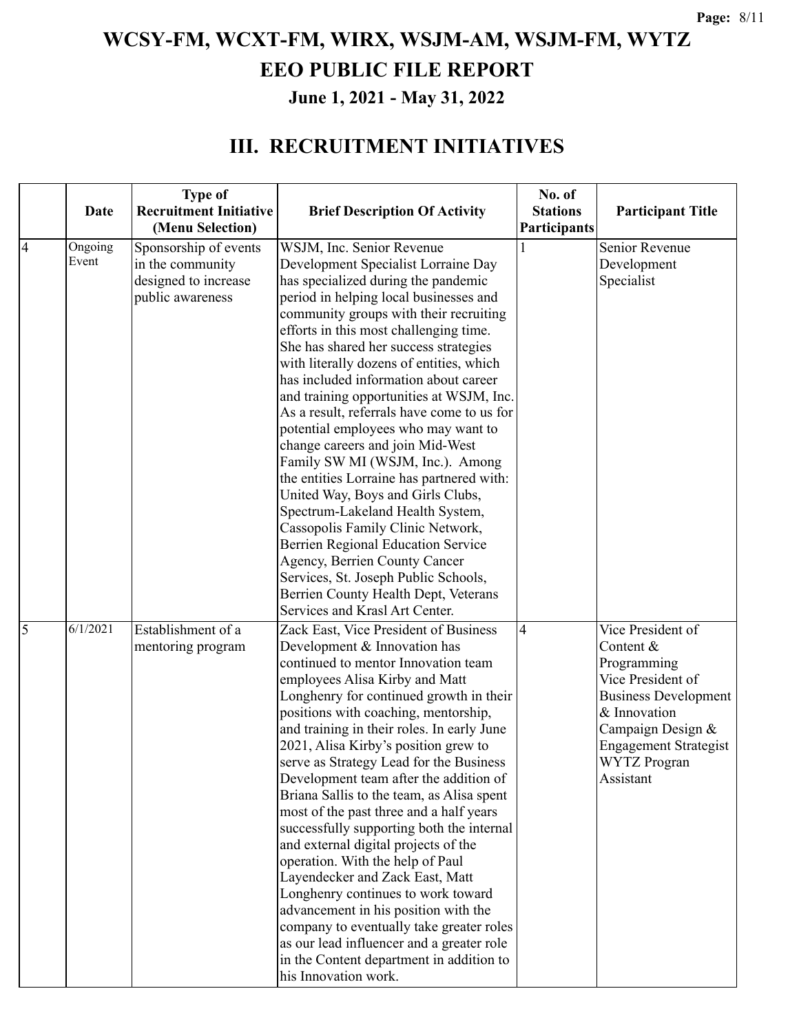# WCSY-FM, WCXT-FM, WIRX, WSJM-AM, WSJM-FM, WYTZ

# EEO PUBLIC FILE REPORT

### June 1, 2021 - May 31, 2022

## III. RECRUITMENT INITIATIVES

| | Date | Type of Recruitment Initiative (Menu Selection) | Brief Description Of Activity | No. of Stations Participants | Participant Title |
|---|---|---|---|---|---|
| 4 | Ongoing Event | Sponsorship of events in the community designed to increase public awareness | WSJM, Inc. Senior Revenue Development Specialist Lorraine Day has specialized during the pandemic period in helping local businesses and community groups with their recruiting efforts in this most challenging time. She has shared her success strategies with literally dozens of entities, which has included information about career and training opportunities at WSJM, Inc. As a result, referrals have come to us for potential employees who may want to change careers and join Mid-West Family SW MI (WSJM, Inc.). Among the entities Lorraine has partnered with: United Way, Boys and Girls Clubs, Spectrum-Lakeland Health System, Cassopolis Family Clinic Network, Berrien Regional Education Service Agency, Berrien County Cancer Services, St. Joseph Public Schools, Berrien County Health Dept, Veterans Services and Krasl Art Center. | 1 | Senior Revenue Development Specialist |
| 5 | 6/1/2021 | Establishment of a mentoring program | Zack East, Vice President of Business Development & Innovation has continued to mentor Innovation team employees Alisa Kirby and Matt Longhenry for continued growth in their positions with coaching, mentorship, and training in their roles. In early June 2021, Alisa Kirby's position grew to serve as Strategy Lead for the Business Development team after the addition of Briana Sallis to the team, as Alisa spent most of the past three and a half years successfully supporting both the internal and external digital projects of the operation. With the help of Paul Layendecker and Zack East, Matt Longhenry continues to work toward advancement in his position with the company to eventually take greater roles as our lead influencer and a greater role in the Content department in addition to his Innovation work. | 4 | Vice President of Content & Programming<br>Vice President of Business Development & Innovation<br>Campaign Design & Engagement Strategist<br>WYTZ Progran Assistant |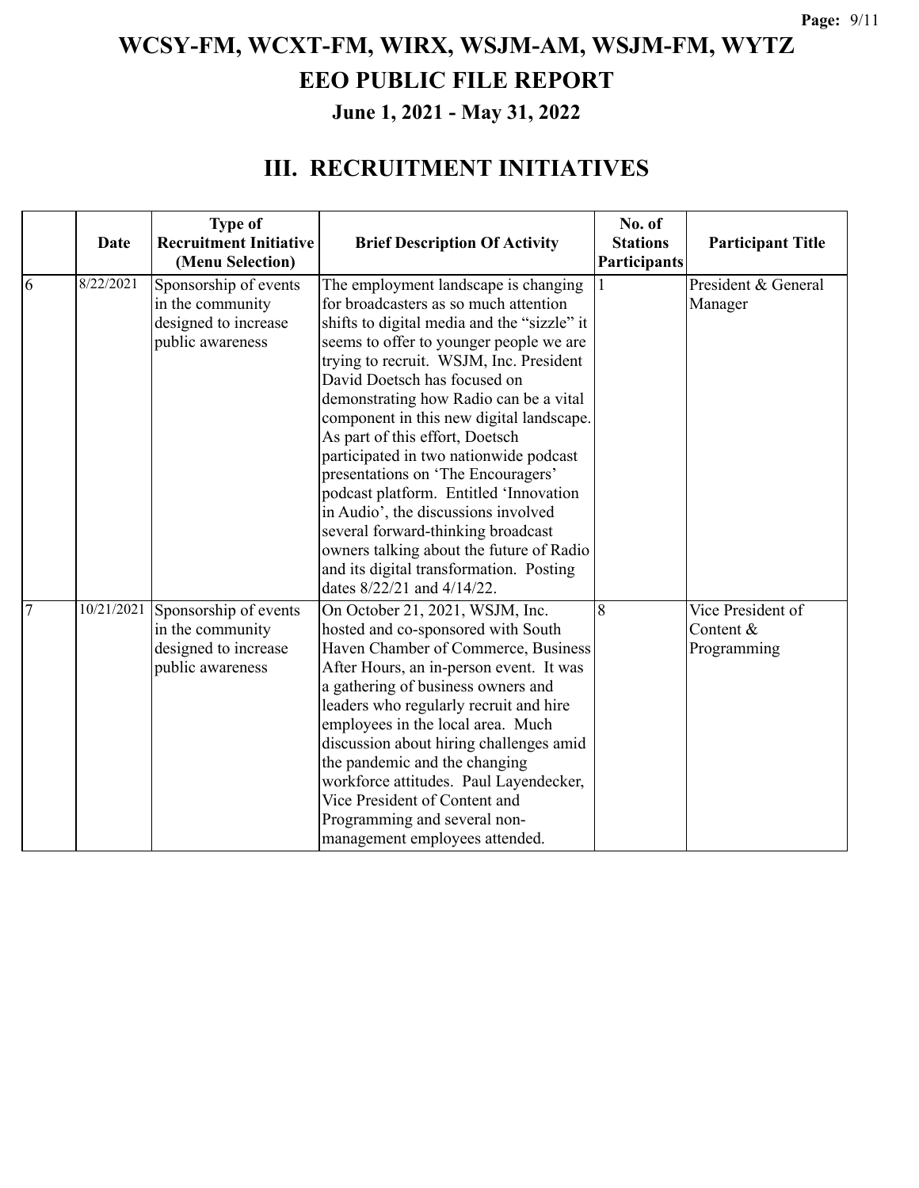# WCSY-FM, WCXT-FM, WIRX, WSJM-AM, WSJM-FM, WYTZ
# EEO PUBLIC FILE REPORT
### June 1, 2021 - May 31, 2022

## III. RECRUITMENT INITIATIVES

| | Date | Type of Recruitment Initiative (Menu Selection) | Brief Description Of Activity | No. of Stations Participants | Participant Title |
|---|---|---|---|---|---|
| 6 | 8/22/2021 | Sponsorship of events in the community designed to increase public awareness | The employment landscape is changing for broadcasters as so much attention shifts to digital media and the "sizzle" it seems to offer to younger people we are trying to recruit. WSJM, Inc. President David Doetsch has focused on demonstrating how Radio can be a vital component in this new digital landscape. As part of this effort, Doetsch participated in two nationwide podcast presentations on 'The Encouragers' podcast platform. Entitled 'Innovation in Audio', the discussions involved several forward-thinking broadcast owners talking about the future of Radio and its digital transformation. Posting dates 8/22/21 and 4/14/22. | 1 | President & General Manager |
| 7 | 10/21/2021 | Sponsorship of events in the community designed to increase public awareness | On October 21, 2021, WSJM, Inc. hosted and co-sponsored with South Haven Chamber of Commerce, Business After Hours, an in-person event. It was a gathering of business owners and leaders who regularly recruit and hire employees in the local area. Much discussion about hiring challenges amid the pandemic and the changing workforce attitudes. Paul Layendecker, Vice President of Content and Programming and several non-management employees attended. | 8 | Vice President of Content & Programming |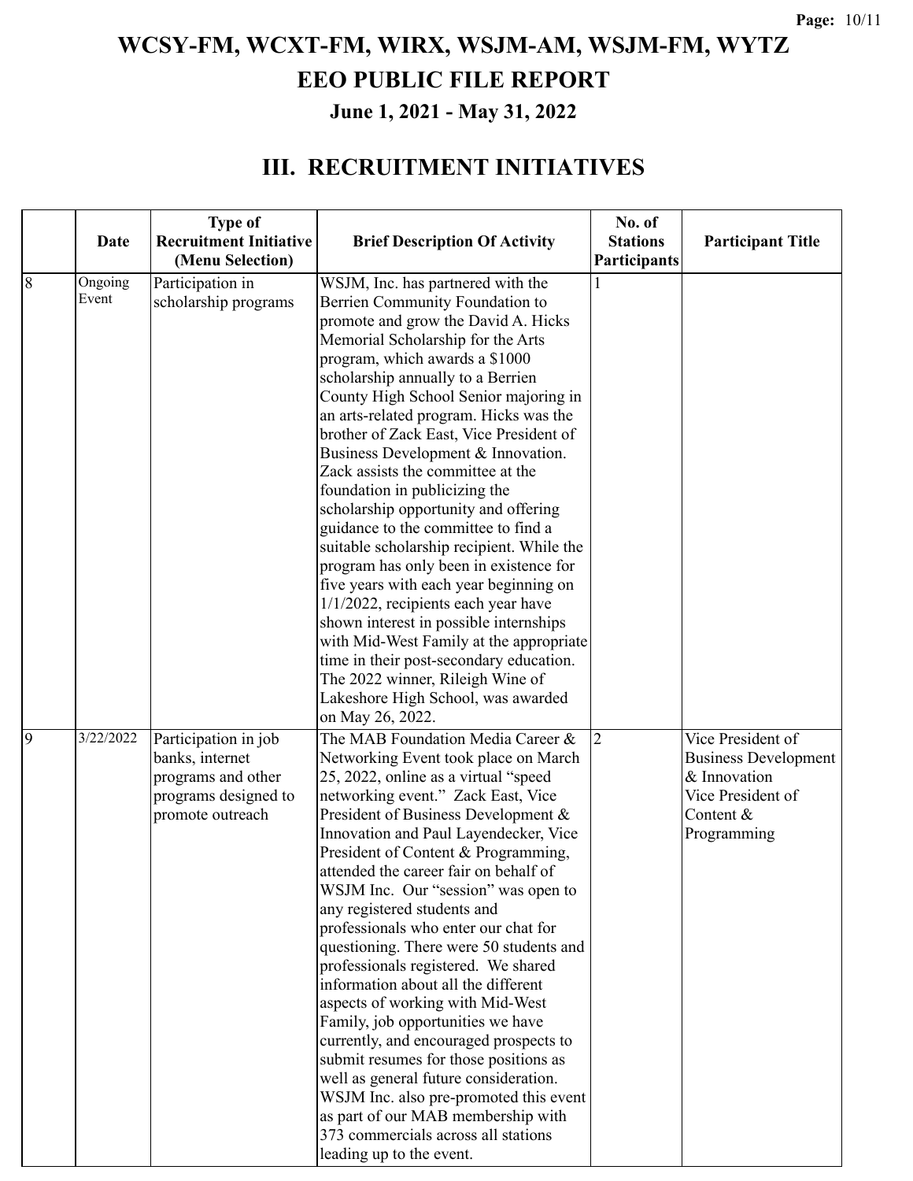# WCSY-FM, WCXT-FM, WIRX, WSJM-AM, WSJM-FM, WYTZ

# EEO PUBLIC FILE REPORT

### June 1, 2021 - May 31, 2022

## III. RECRUITMENT INITIATIVES

| | Date | Type of Recruitment Initiative (Menu Selection) | Brief Description Of Activity | No. of Stations Participants | Participant Title |
|---|---|---|---|---|---|
| 8 | Ongoing Event | Participation in scholarship programs | WSJM, Inc. has partnered with the Berrien Community Foundation to promote and grow the David A. Hicks Memorial Scholarship for the Arts program, which awards a $1000 scholarship annually to a Berrien County High School Senior majoring in an arts-related program. Hicks was the brother of Zack East, Vice President of Business Development & Innovation. Zack assists the committee at the foundation in publicizing the scholarship opportunity and offering guidance to the committee to find a suitable scholarship recipient. While the program has only been in existence for five years with each year beginning on 1/1/2022, recipients each year have shown interest in possible internships with Mid-West Family at the appropriate time in their post-secondary education. The 2022 winner, Rileigh Wine of Lakeshore High School, was awarded on May 26, 2022. | 1 | |
| 9 | 3/22/2022 | Participation in job banks, internet programs and other programs designed to promote outreach | The MAB Foundation Media Career & Networking Event took place on March 25, 2022, online as a virtual "speed networking event." Zack East, Vice President of Business Development & Innovation and Paul Layendecker, Vice President of Content & Programming, attended the career fair on behalf of WSJM Inc. Our "session" was open to any registered students and professionals who enter our chat for questioning. There were 50 students and professionals registered. We shared information about all the different aspects of working with Mid-West Family, job opportunities we have currently, and encouraged prospects to submit resumes for those positions as well as general future consideration. WSJM Inc. also pre-promoted this event as part of our MAB membership with 373 commercials across all stations leading up to the event. | 2 | Vice President of Business Development & Innovation<br>Vice President of Content & Programming |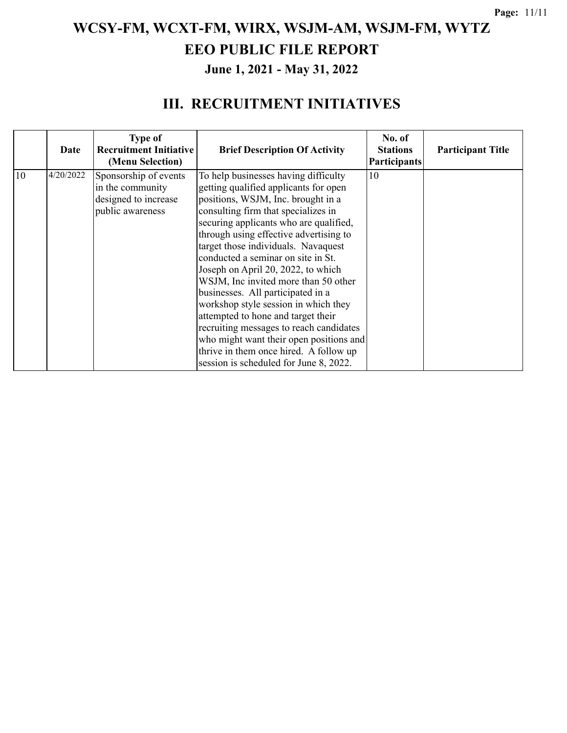# WCSY-FM, WCXT-FM, WIRX, WSJM-AM, WSJM-FM, WYTZ

# EEO PUBLIC FILE REPORT

### June 1, 2021 - May 31, 2022

## III. RECRUITMENT INITIATIVES

| | Date | Type of Recruitment Initiative (Menu Selection) | Brief Description Of Activity | No. of Stations Participants | Participant Title |
|---|---|---|---|---|---|
| 10 | 4/20/2022 | Sponsorship of events in the community designed to increase public awareness | To help businesses having difficulty getting qualified applicants for open positions, WSJM, Inc. brought in a consulting firm that specializes in securing applicants who are qualified, through using effective advertising to target those individuals. Navaquest conducted a seminar on site in St. Joseph on April 20, 2022, to which WSJM, Inc invited more than 50 other businesses. All participated in a workshop style session in which they attempted to hone and target their recruiting messages to reach candidates who might want their open positions and thrive in them once hired. A follow up session is scheduled for June 8, 2022. | 10 | |